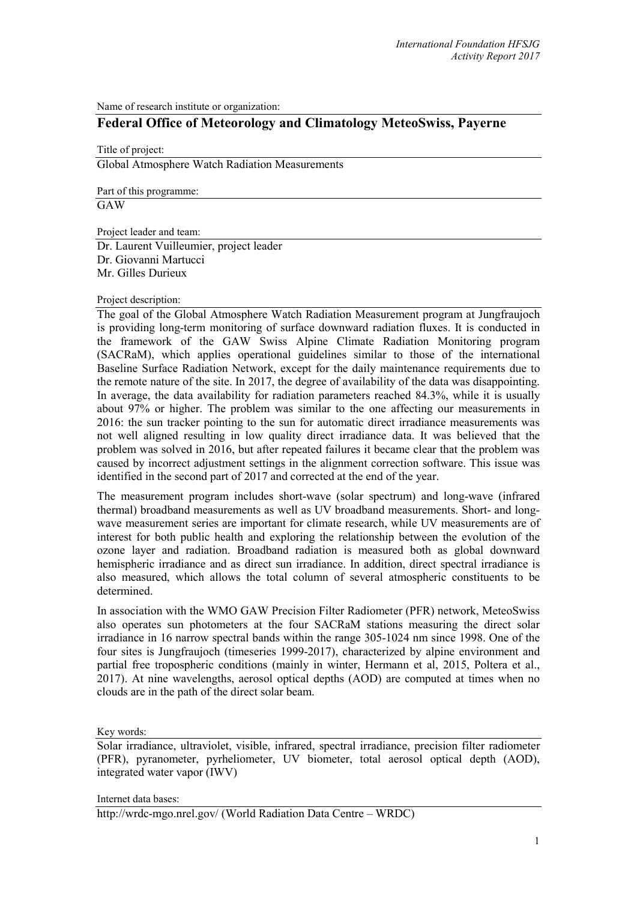Name of research institute or organization:

## Federal Office of Meteorology and Climatology MeteoSwiss, Payerne

Title of project:

Global Atmosphere Watch Radiation Measurements

Part of this programme:

GAW

Project leader and team:

Dr. Laurent Vuilleumier, project leader
Dr. Giovanni Martucci
Mr. Gilles Durieux

Project description:

The goal of the Global Atmosphere Watch Radiation Measurement program at Jungfraujoch is providing long-term monitoring of surface downward radiation fluxes. It is conducted in the framework of the GAW Swiss Alpine Climate Radiation Monitoring program (SACRaM), which applies operational guidelines similar to those of the international Baseline Surface Radiation Network, except for the daily maintenance requirements due to the remote nature of the site. In 2017, the degree of availability of the data was disappointing. In average, the data availability for radiation parameters reached 84.3%, while it is usually about 97% or higher. The problem was similar to the one affecting our measurements in 2016: the sun tracker pointing to the sun for automatic direct irradiance measurements was not well aligned resulting in low quality direct irradiance data. It was believed that the problem was solved in 2016, but after repeated failures it became clear that the problem was caused by incorrect adjustment settings in the alignment correction software. This issue was identified in the second part of 2017 and corrected at the end of the year.

The measurement program includes short-wave (solar spectrum) and long-wave (infrared thermal) broadband measurements as well as UV broadband measurements. Short- and long-wave measurement series are important for climate research, while UV measurements are of interest for both public health and exploring the relationship between the evolution of the ozone layer and radiation. Broadband radiation is measured both as global downward hemispheric irradiance and as direct sun irradiance. In addition, direct spectral irradiance is also measured, which allows the total column of several atmospheric constituents to be determined.

In association with the WMO GAW Precision Filter Radiometer (PFR) network, MeteoSwiss also operates sun photometers at the four SACRaM stations measuring the direct solar irradiance in 16 narrow spectral bands within the range 305-1024 nm since 1998. One of the four sites is Jungfraujoch (timeseries 1999-2017), characterized by alpine environment and partial free tropospheric conditions (mainly in winter, Hermann et al, 2015, Poltera et al., 2017). At nine wavelengths, aerosol optical depths (AOD) are computed at times when no clouds are in the path of the direct solar beam.

Key words:

Solar irradiance, ultraviolet, visible, infrared, spectral irradiance, precision filter radiometer (PFR), pyranometer, pyrheliometer, UV biometer, total aerosol optical depth (AOD), integrated water vapor (IWV)

Internet data bases:

http://wrdc-mgo.nrel.gov/ (World Radiation Data Centre – WRDC)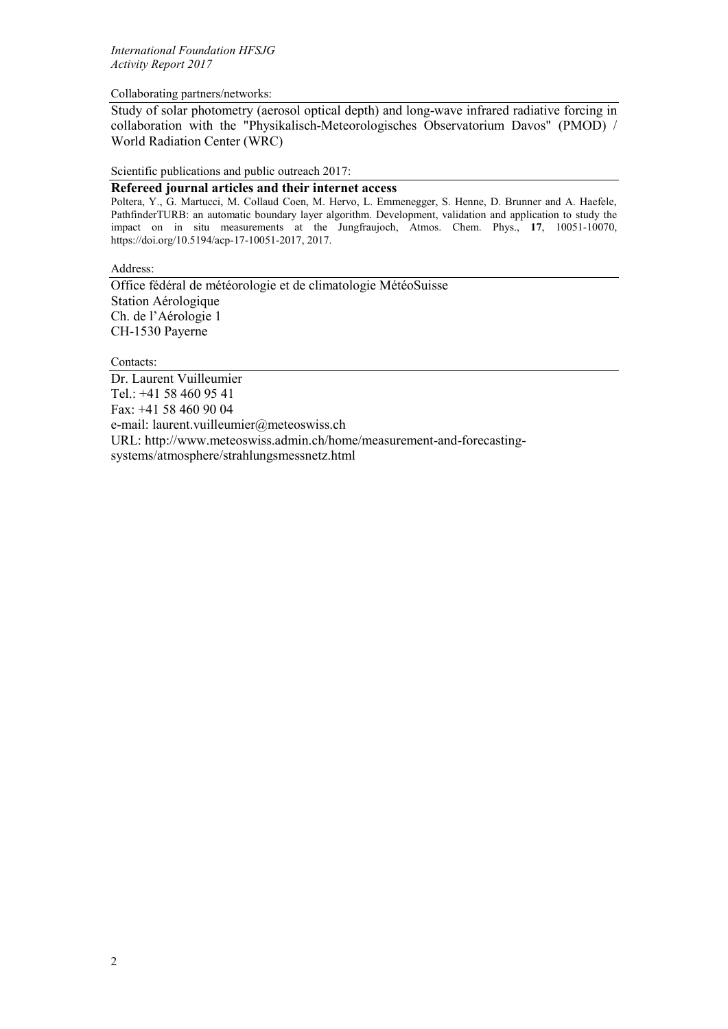Collaborating partners/networks:

Study of solar photometry (aerosol optical depth) and long-wave infrared radiative forcing in collaboration with the "Physikalisch-Meteorologisches Observatorium Davos" (PMOD) / World Radiation Center (WRC)

Scientific publications and public outreach 2017:

**Refereed journal articles and their internet access**

Poltera, Y., G. Martucci, M. Collaud Coen, M. Hervo, L. Emmenegger, S. Henne, D. Brunner and A. Haefele, PathfinderTURB: an automatic boundary layer algorithm. Development, validation and application to study the impact on in situ measurements at the Jungfraujoch, Atmos. Chem. Phys., **17**, 10051-10070, https://doi.org/10.5194/acp-17-10051-2017, 2017.

Address:

Office fédéral de météorologie et de climatologie MétéoSuisse
Station Aérologique
Ch. de l'Aérologie 1
CH-1530 Payerne

Contacts:

Dr. Laurent Vuilleumier
Tel.: +41 58 460 95 41
Fax: +41 58 460 90 04
e-mail: laurent.vuilleumier@meteoswiss.ch
URL: http://www.meteoswiss.admin.ch/home/measurement-and-forecasting-systems/atmosphere/strahlungsmessnetz.html